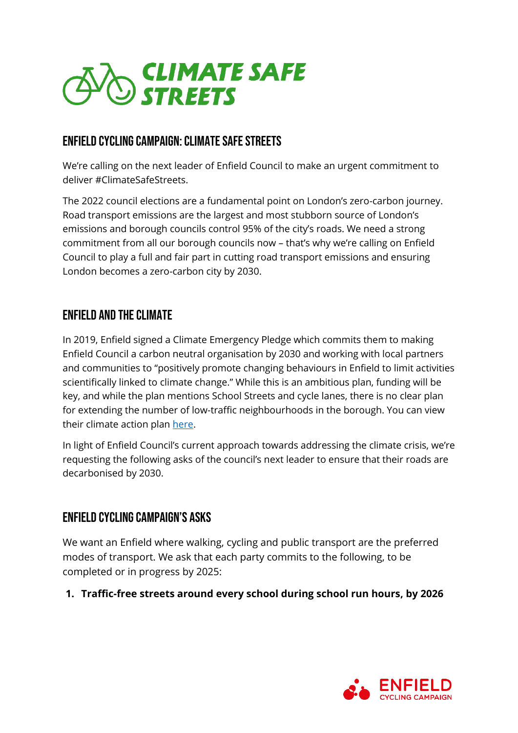# CLIMATE SAFE STREETS

## ENFIELD CYCLING CAMPAIGN: CLIMATE SAFE STREETS

We're calling on the next leader of Enfield Council to make an urgent commitment to deliver #ClimateSafeStreets.

The 2022 council elections are a fundamental point on London's zero-carbon journey. Road transport emissions are the largest and most stubborn source of London's emissions and borough councils control 95% of the city's roads. We need a strong commitment from all our borough councils now – that's why we're calling on Enfield Council to play a full and fair part in cutting road transport emissions and ensuring London becomes a zero-carbon city by 2030.

## ENFIELD AND THE CLIMATE

In 2019, Enfield signed a Climate Emergency Pledge which commits them to making Enfield Council a carbon neutral organisation by 2030 and working with local partners and communities to "positively promote changing behaviours in Enfield to limit activities scientifically linked to climate change." While this is an ambitious plan, funding will be key, and while the plan mentions School Streets and cycle lanes, there is no clear plan for extending the number of low-traffic neighbourhoods in the borough. You can view their climate action plan here.

In light of Enfield Council's current approach towards addressing the climate crisis, we're requesting the following asks of the council's next leader to ensure that their roads are decarbonised by 2030.

## ENFIELD CYCLING CAMPAIGN'S ASKS

We want an Enfield where walking, cycling and public transport are the preferred modes of transport. We ask that each party commits to the following, to be completed or in progress by 2025:

1. **Traffic-free streets around every school during school run hours, by 2026**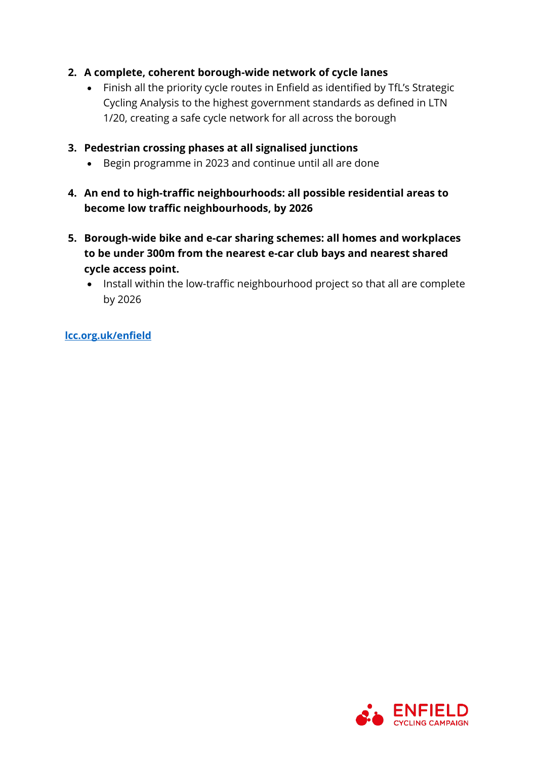2. **A complete, coherent borough-wide network of cycle lanes**
   - Finish all the priority cycle routes in Enfield as identified by TfL's Strategic Cycling Analysis to the highest government standards as defined in LTN 1/20, creating a safe cycle network for all across the borough

3. **Pedestrian crossing phases at all signalised junctions**
   - Begin programme in 2023 and continue until all are done

4. **An end to high-traffic neighbourhoods: all possible residential areas to become low traffic neighbourhoods, by 2026**

5. **Borough-wide bike and e-car sharing schemes: all homes and workplaces to be under 300m from the nearest e-car club bays and nearest shared cycle access point.**
   - Install within the low-traffic neighbourhood project so that all are complete by 2026

**lcc.org.uk/enfield**

ENFIELD
CYCLING CAMPAIGN